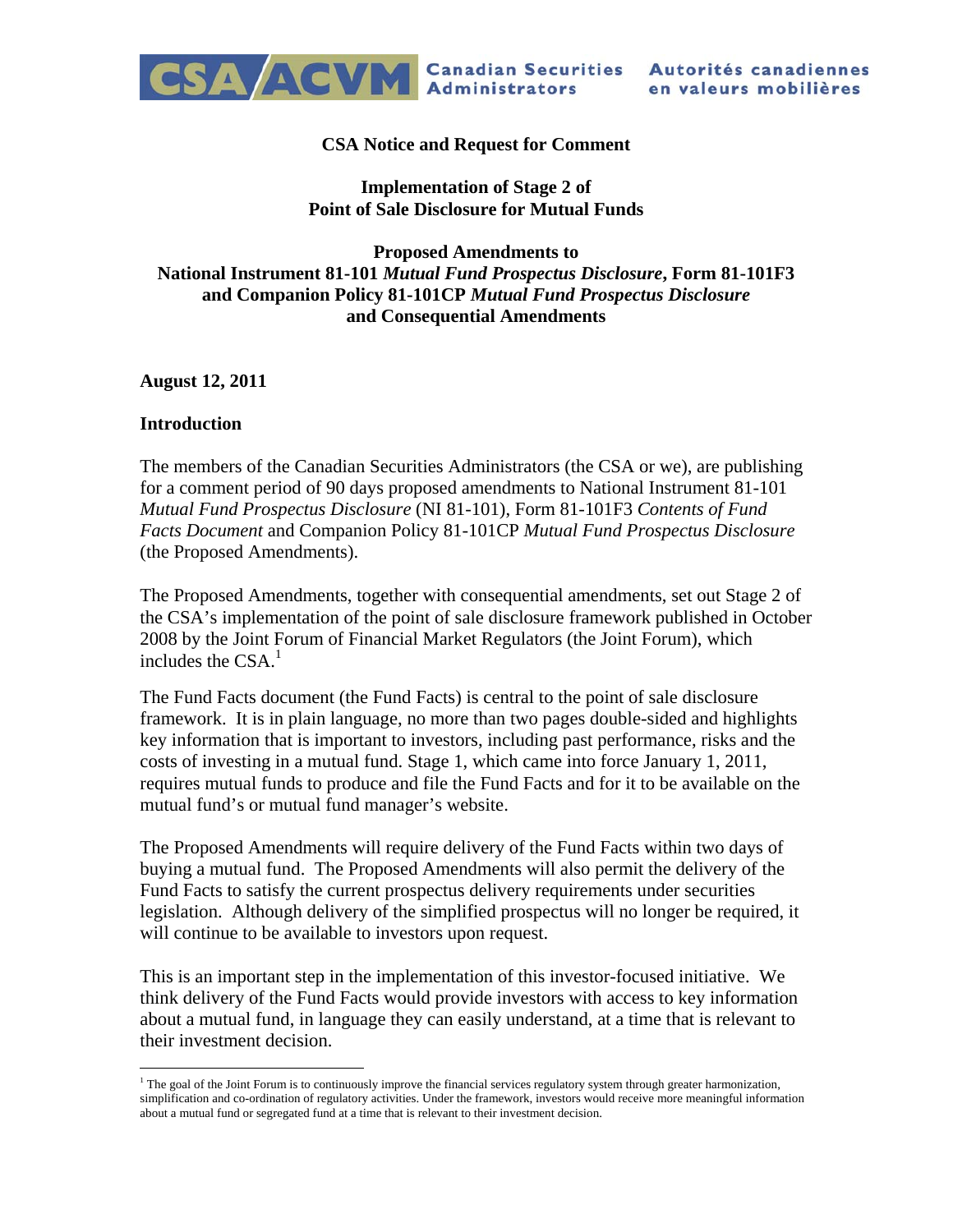CSA/ACVM Canadian Securities Administrators — Autorités canadiennes en valeurs mobilières

**CSA Notice and Request for Comment**

**Implementation of Stage 2 of Point of Sale Disclosure for Mutual Funds**

**Proposed Amendments to National Instrument 81-101 *Mutual Fund Prospectus Disclosure*, Form 81-101F3 and Companion Policy 81-101CP *Mutual Fund Prospectus Disclosure* and Consequential Amendments**

**August 12, 2011**

**Introduction**

The members of the Canadian Securities Administrators (the CSA or we), are publishing for a comment period of 90 days proposed amendments to National Instrument 81-101 *Mutual Fund Prospectus Disclosure* (NI 81-101), Form 81-101F3 *Contents of Fund Facts Document* and Companion Policy 81-101CP *Mutual Fund Prospectus Disclosure* (the Proposed Amendments).

The Proposed Amendments, together with consequential amendments, set out Stage 2 of the CSA's implementation of the point of sale disclosure framework published in October 2008 by the Joint Forum of Financial Market Regulators (the Joint Forum), which includes the CSA.[1]

The Fund Facts document (the Fund Facts) is central to the point of sale disclosure framework. It is in plain language, no more than two pages double-sided and highlights key information that is important to investors, including past performance, risks and the costs of investing in a mutual fund. Stage 1, which came into force January 1, 2011, requires mutual funds to produce and file the Fund Facts and for it to be available on the mutual fund's or mutual fund manager's website.

The Proposed Amendments will require delivery of the Fund Facts within two days of buying a mutual fund. The Proposed Amendments will also permit the delivery of the Fund Facts to satisfy the current prospectus delivery requirements under securities legislation. Although delivery of the simplified prospectus will no longer be required, it will continue to be available to investors upon request.

This is an important step in the implementation of this investor-focused initiative. We think delivery of the Fund Facts would provide investors with access to key information about a mutual fund, in language they can easily understand, at a time that is relevant to their investment decision.

---

[1] The goal of the Joint Forum is to continuously improve the financial services regulatory system through greater harmonization, simplification and co-ordination of regulatory activities. Under the framework, investors would receive more meaningful information about a mutual fund or segregated fund at a time that is relevant to their investment decision.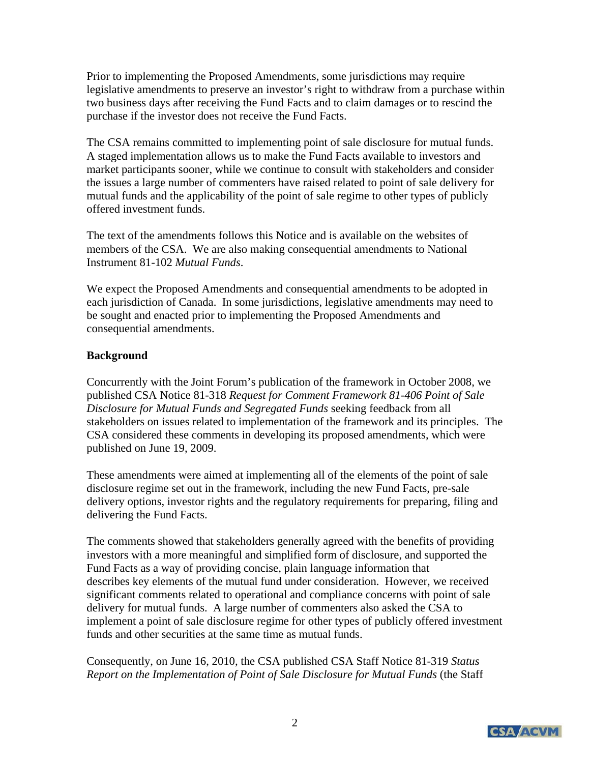Prior to implementing the Proposed Amendments, some jurisdictions may require legislative amendments to preserve an investor's right to withdraw from a purchase within two business days after receiving the Fund Facts and to claim damages or to rescind the purchase if the investor does not receive the Fund Facts.

The CSA remains committed to implementing point of sale disclosure for mutual funds. A staged implementation allows us to make the Fund Facts available to investors and market participants sooner, while we continue to consult with stakeholders and consider the issues a large number of commenters have raised related to point of sale delivery for mutual funds and the applicability of the point of sale regime to other types of publicly offered investment funds.

The text of the amendments follows this Notice and is available on the websites of members of the CSA. We are also making consequential amendments to National Instrument 81-102 *Mutual Funds*.

We expect the Proposed Amendments and consequential amendments to be adopted in each jurisdiction of Canada. In some jurisdictions, legislative amendments may need to be sought and enacted prior to implementing the Proposed Amendments and consequential amendments.

**Background**

Concurrently with the Joint Forum's publication of the framework in October 2008, we published CSA Notice 81-318 *Request for Comment Framework 81-406 Point of Sale Disclosure for Mutual Funds and Segregated Funds* seeking feedback from all stakeholders on issues related to implementation of the framework and its principles. The CSA considered these comments in developing its proposed amendments, which were published on June 19, 2009.

These amendments were aimed at implementing all of the elements of the point of sale disclosure regime set out in the framework, including the new Fund Facts, pre-sale delivery options, investor rights and the regulatory requirements for preparing, filing and delivering the Fund Facts.

The comments showed that stakeholders generally agreed with the benefits of providing investors with a more meaningful and simplified form of disclosure, and supported the Fund Facts as a way of providing concise, plain language information that describes key elements of the mutual fund under consideration. However, we received significant comments related to operational and compliance concerns with point of sale delivery for mutual funds. A large number of commenters also asked the CSA to implement a point of sale disclosure regime for other types of publicly offered investment funds and other securities at the same time as mutual funds.

Consequently, on June 16, 2010, the CSA published CSA Staff Notice 81-319 *Status Report on the Implementation of Point of Sale Disclosure for Mutual Funds* (the Staff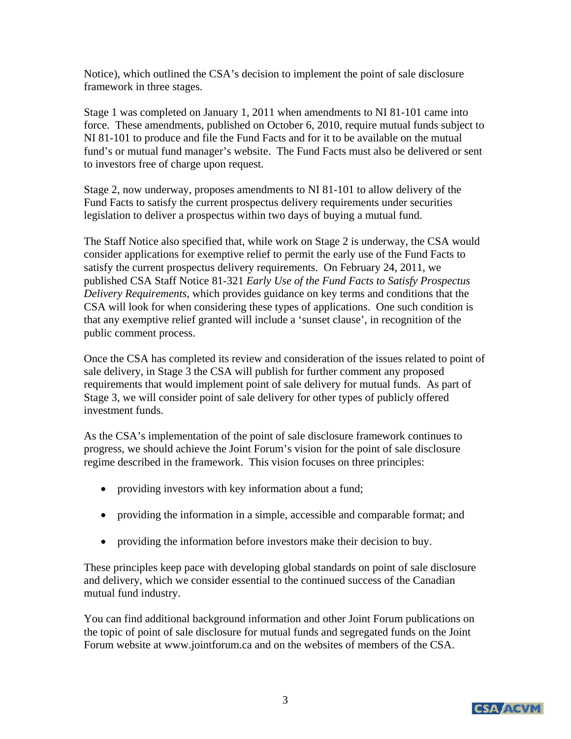Notice), which outlined the CSA's decision to implement the point of sale disclosure framework in three stages.

Stage 1 was completed on January 1, 2011 when amendments to NI 81-101 came into force. These amendments, published on October 6, 2010, require mutual funds subject to NI 81-101 to produce and file the Fund Facts and for it to be available on the mutual fund's or mutual fund manager's website. The Fund Facts must also be delivered or sent to investors free of charge upon request.

Stage 2, now underway, proposes amendments to NI 81-101 to allow delivery of the Fund Facts to satisfy the current prospectus delivery requirements under securities legislation to deliver a prospectus within two days of buying a mutual fund.

The Staff Notice also specified that, while work on Stage 2 is underway, the CSA would consider applications for exemptive relief to permit the early use of the Fund Facts to satisfy the current prospectus delivery requirements. On February 24, 2011, we published CSA Staff Notice 81-321 *Early Use of the Fund Facts to Satisfy Prospectus Delivery Requirements*, which provides guidance on key terms and conditions that the CSA will look for when considering these types of applications. One such condition is that any exemptive relief granted will include a 'sunset clause', in recognition of the public comment process.

Once the CSA has completed its review and consideration of the issues related to point of sale delivery, in Stage 3 the CSA will publish for further comment any proposed requirements that would implement point of sale delivery for mutual funds. As part of Stage 3, we will consider point of sale delivery for other types of publicly offered investment funds.

As the CSA's implementation of the point of sale disclosure framework continues to progress, we should achieve the Joint Forum's vision for the point of sale disclosure regime described in the framework. This vision focuses on three principles:

- providing investors with key information about a fund;
- providing the information in a simple, accessible and comparable format; and
- providing the information before investors make their decision to buy.

These principles keep pace with developing global standards on point of sale disclosure and delivery, which we consider essential to the continued success of the Canadian mutual fund industry.

You can find additional background information and other Joint Forum publications on the topic of point of sale disclosure for mutual funds and segregated funds on the Joint Forum website at www.jointforum.ca and on the websites of members of the CSA.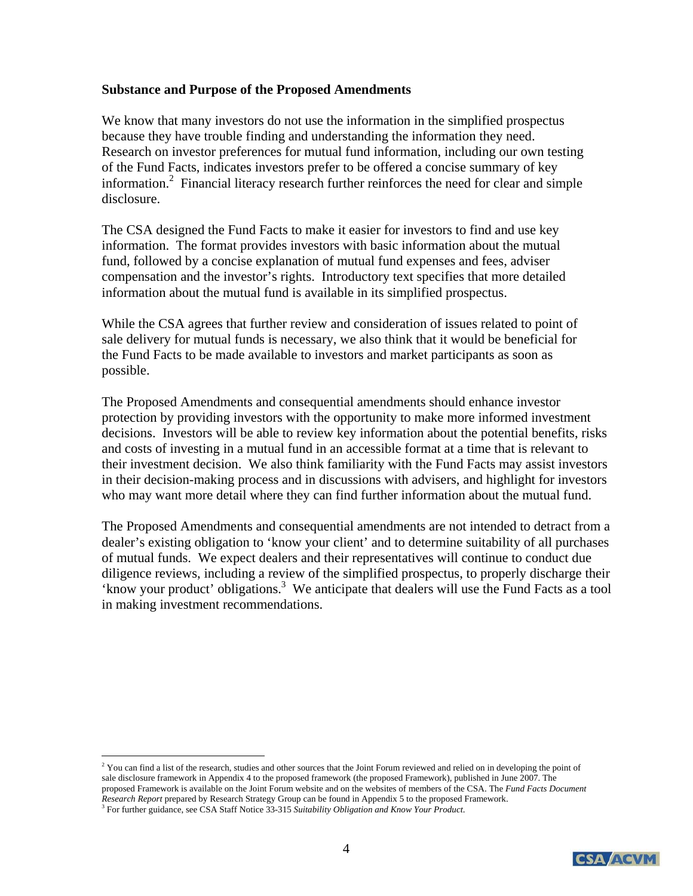**Substance and Purpose of the Proposed Amendments**

We know that many investors do not use the information in the simplified prospectus because they have trouble finding and understanding the information they need. Research on investor preferences for mutual fund information, including our own testing of the Fund Facts, indicates investors prefer to be offered a concise summary of key information.[2] Financial literacy research further reinforces the need for clear and simple disclosure.

The CSA designed the Fund Facts to make it easier for investors to find and use key information. The format provides investors with basic information about the mutual fund, followed by a concise explanation of mutual fund expenses and fees, adviser compensation and the investor's rights. Introductory text specifies that more detailed information about the mutual fund is available in its simplified prospectus.

While the CSA agrees that further review and consideration of issues related to point of sale delivery for mutual funds is necessary, we also think that it would be beneficial for the Fund Facts to be made available to investors and market participants as soon as possible.

The Proposed Amendments and consequential amendments should enhance investor protection by providing investors with the opportunity to make more informed investment decisions. Investors will be able to review key information about the potential benefits, risks and costs of investing in a mutual fund in an accessible format at a time that is relevant to their investment decision. We also think familiarity with the Fund Facts may assist investors in their decision-making process and in discussions with advisers, and highlight for investors who may want more detail where they can find further information about the mutual fund.

The Proposed Amendments and consequential amendments are not intended to detract from a dealer's existing obligation to 'know your client' and to determine suitability of all purchases of mutual funds. We expect dealers and their representatives will continue to conduct due diligence reviews, including a review of the simplified prospectus, to properly discharge their 'know your product' obligations.[3] We anticipate that dealers will use the Fund Facts as a tool in making investment recommendations.

---

[2] You can find a list of the research, studies and other sources that the Joint Forum reviewed and relied on in developing the point of sale disclosure framework in Appendix 4 to the proposed framework (the proposed Framework), published in June 2007. The proposed Framework is available on the Joint Forum website and on the websites of members of the CSA. The *Fund Facts Document Research Report* prepared by Research Strategy Group can be found in Appendix 5 to the proposed Framework.

[3] For further guidance, see CSA Staff Notice 33-315 *Suitability Obligation and Know Your Product.*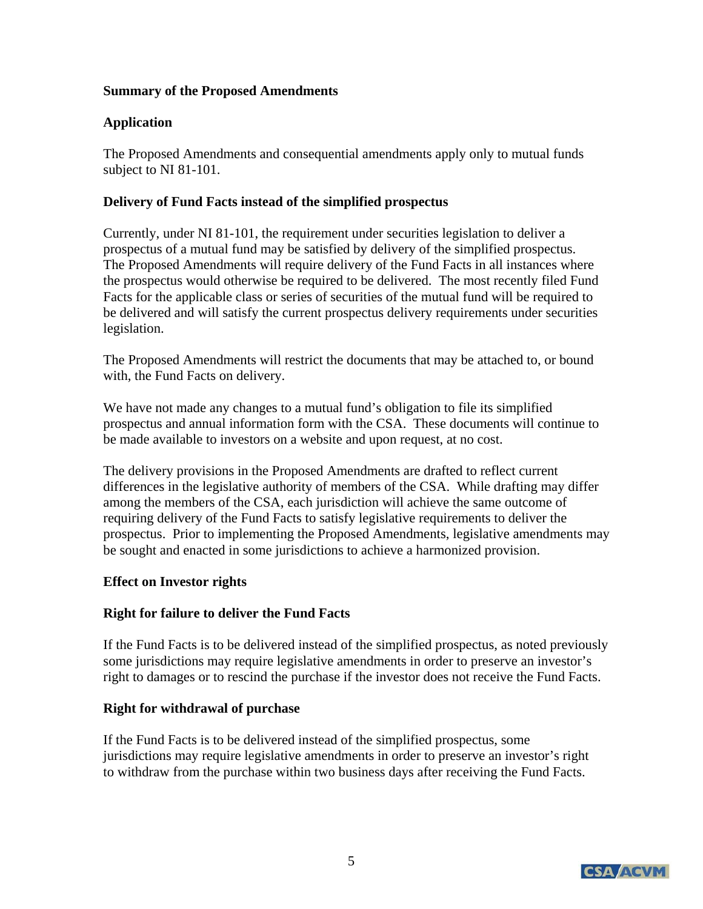**Summary of the Proposed Amendments**

**Application**

The Proposed Amendments and consequential amendments apply only to mutual funds subject to NI 81-101.

**Delivery of Fund Facts instead of the simplified prospectus**

Currently, under NI 81-101, the requirement under securities legislation to deliver a prospectus of a mutual fund may be satisfied by delivery of the simplified prospectus. The Proposed Amendments will require delivery of the Fund Facts in all instances where the prospectus would otherwise be required to be delivered. The most recently filed Fund Facts for the applicable class or series of securities of the mutual fund will be required to be delivered and will satisfy the current prospectus delivery requirements under securities legislation.

The Proposed Amendments will restrict the documents that may be attached to, or bound with, the Fund Facts on delivery.

We have not made any changes to a mutual fund's obligation to file its simplified prospectus and annual information form with the CSA. These documents will continue to be made available to investors on a website and upon request, at no cost.

The delivery provisions in the Proposed Amendments are drafted to reflect current differences in the legislative authority of members of the CSA. While drafting may differ among the members of the CSA, each jurisdiction will achieve the same outcome of requiring delivery of the Fund Facts to satisfy legislative requirements to deliver the prospectus. Prior to implementing the Proposed Amendments, legislative amendments may be sought and enacted in some jurisdictions to achieve a harmonized provision.

**Effect on Investor rights**

**Right for failure to deliver the Fund Facts**

If the Fund Facts is to be delivered instead of the simplified prospectus, as noted previously some jurisdictions may require legislative amendments in order to preserve an investor's right to damages or to rescind the purchase if the investor does not receive the Fund Facts.

**Right for withdrawal of purchase**

If the Fund Facts is to be delivered instead of the simplified prospectus, some jurisdictions may require legislative amendments in order to preserve an investor's right to withdraw from the purchase within two business days after receiving the Fund Facts.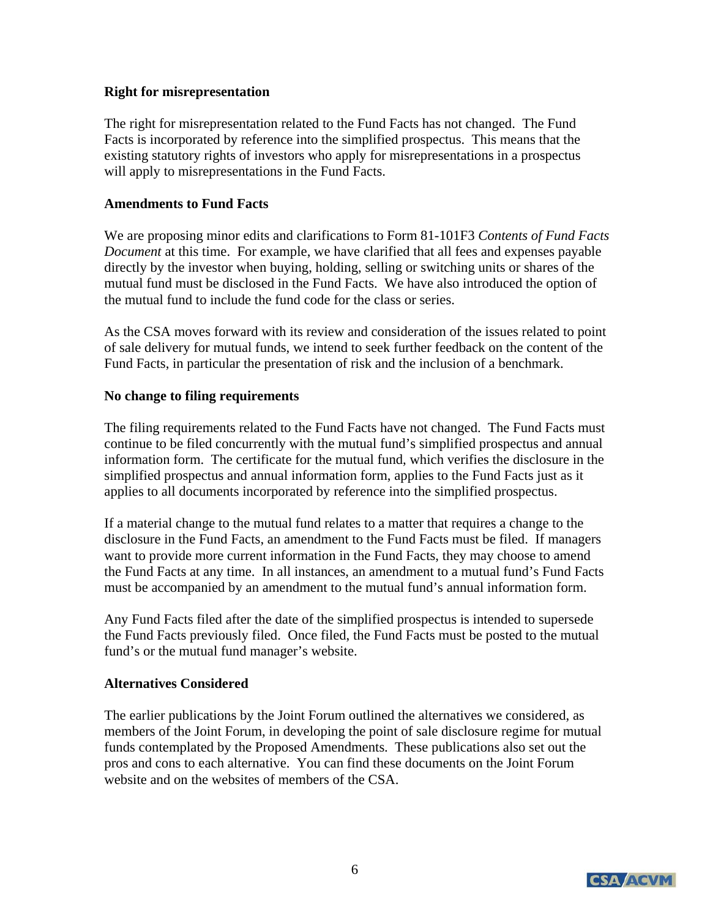**Right for misrepresentation**

The right for misrepresentation related to the Fund Facts has not changed. The Fund Facts is incorporated by reference into the simplified prospectus. This means that the existing statutory rights of investors who apply for misrepresentations in a prospectus will apply to misrepresentations in the Fund Facts.

**Amendments to Fund Facts**

We are proposing minor edits and clarifications to Form 81-101F3 *Contents of Fund Facts Document* at this time. For example, we have clarified that all fees and expenses payable directly by the investor when buying, holding, selling or switching units or shares of the mutual fund must be disclosed in the Fund Facts. We have also introduced the option of the mutual fund to include the fund code for the class or series.

As the CSA moves forward with its review and consideration of the issues related to point of sale delivery for mutual funds, we intend to seek further feedback on the content of the Fund Facts, in particular the presentation of risk and the inclusion of a benchmark.

**No change to filing requirements**

The filing requirements related to the Fund Facts have not changed. The Fund Facts must continue to be filed concurrently with the mutual fund's simplified prospectus and annual information form. The certificate for the mutual fund, which verifies the disclosure in the simplified prospectus and annual information form, applies to the Fund Facts just as it applies to all documents incorporated by reference into the simplified prospectus.

If a material change to the mutual fund relates to a matter that requires a change to the disclosure in the Fund Facts, an amendment to the Fund Facts must be filed. If managers want to provide more current information in the Fund Facts, they may choose to amend the Fund Facts at any time. In all instances, an amendment to a mutual fund's Fund Facts must be accompanied by an amendment to the mutual fund's annual information form.

Any Fund Facts filed after the date of the simplified prospectus is intended to supersede the Fund Facts previously filed. Once filed, the Fund Facts must be posted to the mutual fund's or the mutual fund manager's website.

**Alternatives Considered**

The earlier publications by the Joint Forum outlined the alternatives we considered, as members of the Joint Forum, in developing the point of sale disclosure regime for mutual funds contemplated by the Proposed Amendments. These publications also set out the pros and cons to each alternative. You can find these documents on the Joint Forum website and on the websites of members of the CSA.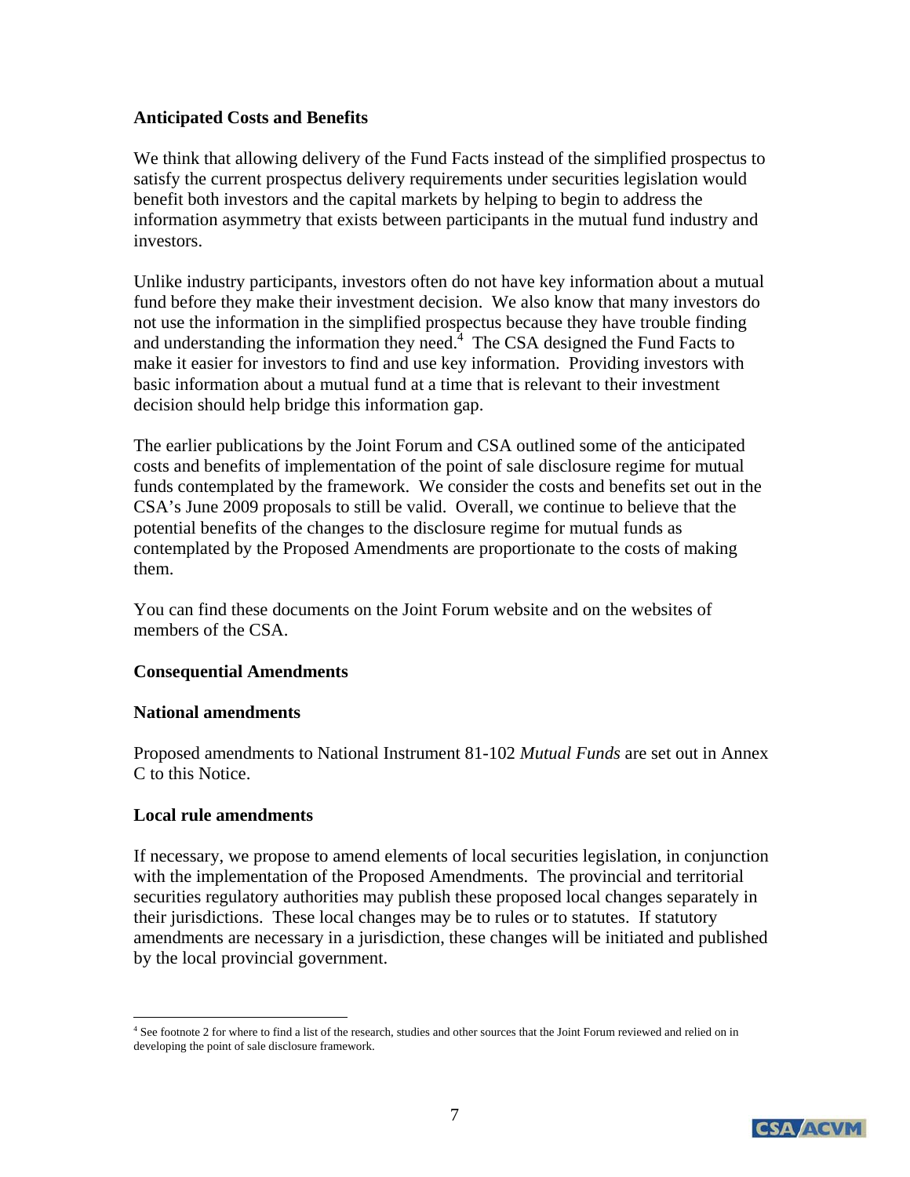**Anticipated Costs and Benefits**

We think that allowing delivery of the Fund Facts instead of the simplified prospectus to satisfy the current prospectus delivery requirements under securities legislation would benefit both investors and the capital markets by helping to begin to address the information asymmetry that exists between participants in the mutual fund industry and investors.

Unlike industry participants, investors often do not have key information about a mutual fund before they make their investment decision. We also know that many investors do not use the information in the simplified prospectus because they have trouble finding and understanding the information they need.[4] The CSA designed the Fund Facts to make it easier for investors to find and use key information. Providing investors with basic information about a mutual fund at a time that is relevant to their investment decision should help bridge this information gap.

The earlier publications by the Joint Forum and CSA outlined some of the anticipated costs and benefits of implementation of the point of sale disclosure regime for mutual funds contemplated by the framework. We consider the costs and benefits set out in the CSA's June 2009 proposals to still be valid. Overall, we continue to believe that the potential benefits of the changes to the disclosure regime for mutual funds as contemplated by the Proposed Amendments are proportionate to the costs of making them.

You can find these documents on the Joint Forum website and on the websites of members of the CSA.

**Consequential Amendments**

**National amendments**

Proposed amendments to National Instrument 81-102 *Mutual Funds* are set out in Annex C to this Notice.

**Local rule amendments**

If necessary, we propose to amend elements of local securities legislation, in conjunction with the implementation of the Proposed Amendments. The provincial and territorial securities regulatory authorities may publish these proposed local changes separately in their jurisdictions. These local changes may be to rules or to statutes. If statutory amendments are necessary in a jurisdiction, these changes will be initiated and published by the local provincial government.

[4] See footnote 2 for where to find a list of the research, studies and other sources that the Joint Forum reviewed and relied on in developing the point of sale disclosure framework.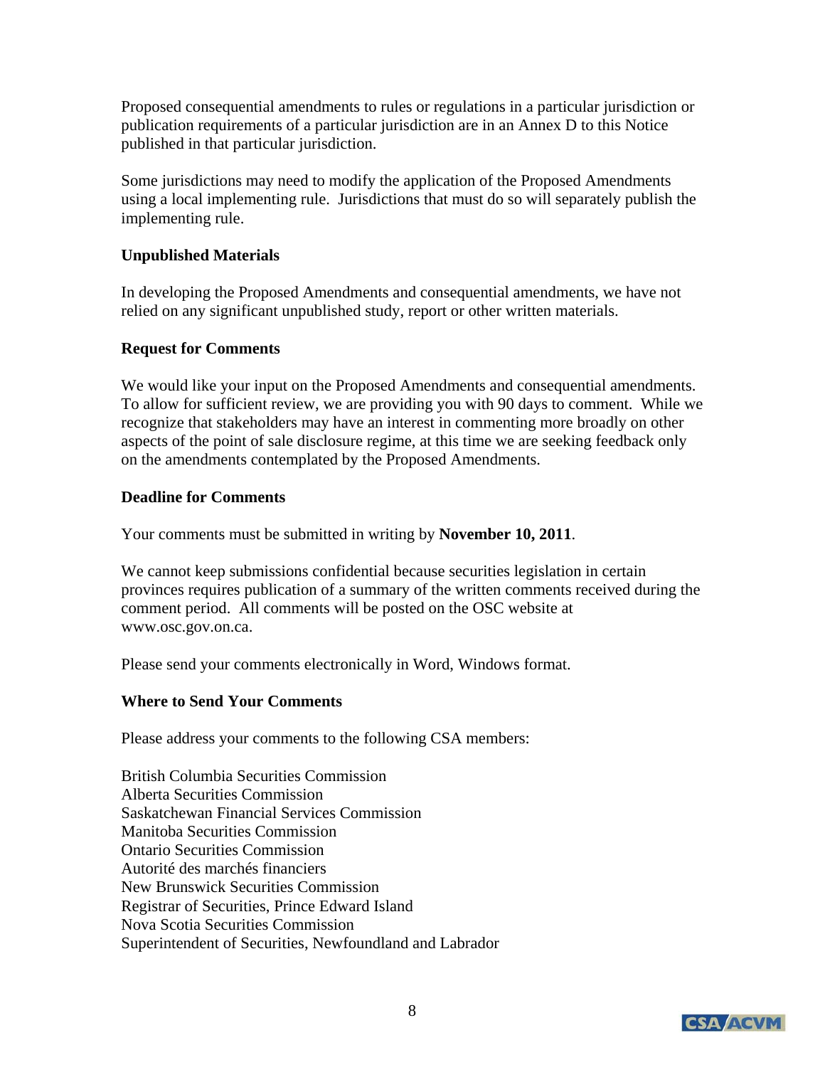Proposed consequential amendments to rules or regulations in a particular jurisdiction or publication requirements of a particular jurisdiction are in an Annex D to this Notice published in that particular jurisdiction.

Some jurisdictions may need to modify the application of the Proposed Amendments using a local implementing rule. Jurisdictions that must do so will separately publish the implementing rule.

**Unpublished Materials**

In developing the Proposed Amendments and consequential amendments, we have not relied on any significant unpublished study, report or other written materials.

**Request for Comments**

We would like your input on the Proposed Amendments and consequential amendments. To allow for sufficient review, we are providing you with 90 days to comment. While we recognize that stakeholders may have an interest in commenting more broadly on other aspects of the point of sale disclosure regime, at this time we are seeking feedback only on the amendments contemplated by the Proposed Amendments.

**Deadline for Comments**

Your comments must be submitted in writing by **November 10, 2011**.

We cannot keep submissions confidential because securities legislation in certain provinces requires publication of a summary of the written comments received during the comment period. All comments will be posted on the OSC website at www.osc.gov.on.ca.

Please send your comments electronically in Word, Windows format.

**Where to Send Your Comments**

Please address your comments to the following CSA members:

British Columbia Securities Commission
Alberta Securities Commission
Saskatchewan Financial Services Commission
Manitoba Securities Commission
Ontario Securities Commission
Autorité des marchés financiers
New Brunswick Securities Commission
Registrar of Securities, Prince Edward Island
Nova Scotia Securities Commission
Superintendent of Securities, Newfoundland and Labrador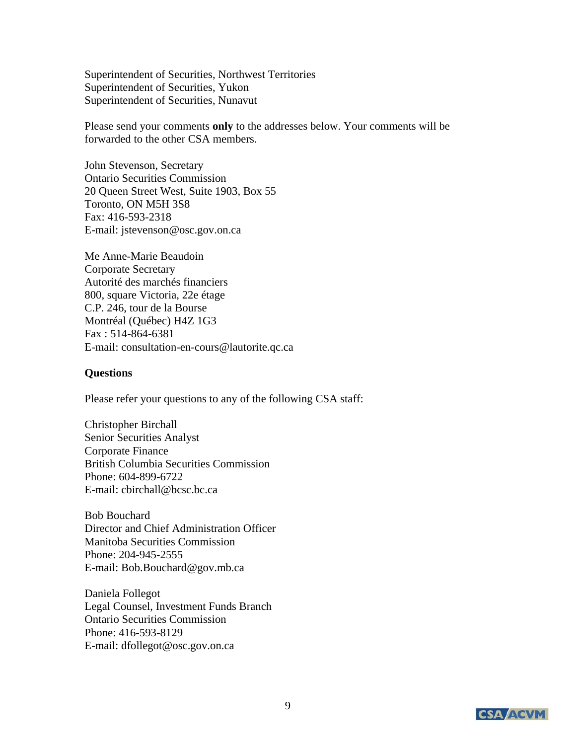Superintendent of Securities, Northwest Territories
Superintendent of Securities, Yukon
Superintendent of Securities, Nunavut

Please send your comments **only** to the addresses below. Your comments will be forwarded to the other CSA members.

John Stevenson, Secretary
Ontario Securities Commission
20 Queen Street West, Suite 1903, Box 55
Toronto, ON M5H 3S8
Fax: 416-593-2318
E-mail: jstevenson@osc.gov.on.ca

Me Anne-Marie Beaudoin
Corporate Secretary
Autorité des marchés financiers
800, square Victoria, 22e étage
C.P. 246, tour de la Bourse
Montréal (Québec) H4Z 1G3
Fax : 514-864-6381
E-mail: consultation-en-cours@lautorite.qc.ca

**Questions**

Please refer your questions to any of the following CSA staff:

Christopher Birchall
Senior Securities Analyst
Corporate Finance
British Columbia Securities Commission
Phone: 604-899-6722
E-mail: cbirchall@bcsc.bc.ca

Bob Bouchard
Director and Chief Administration Officer
Manitoba Securities Commission
Phone: 204-945-2555
E-mail: Bob.Bouchard@gov.mb.ca

Daniela Follegot
Legal Counsel, Investment Funds Branch
Ontario Securities Commission
Phone: 416-593-8129
E-mail: dfollegot@osc.gov.on.ca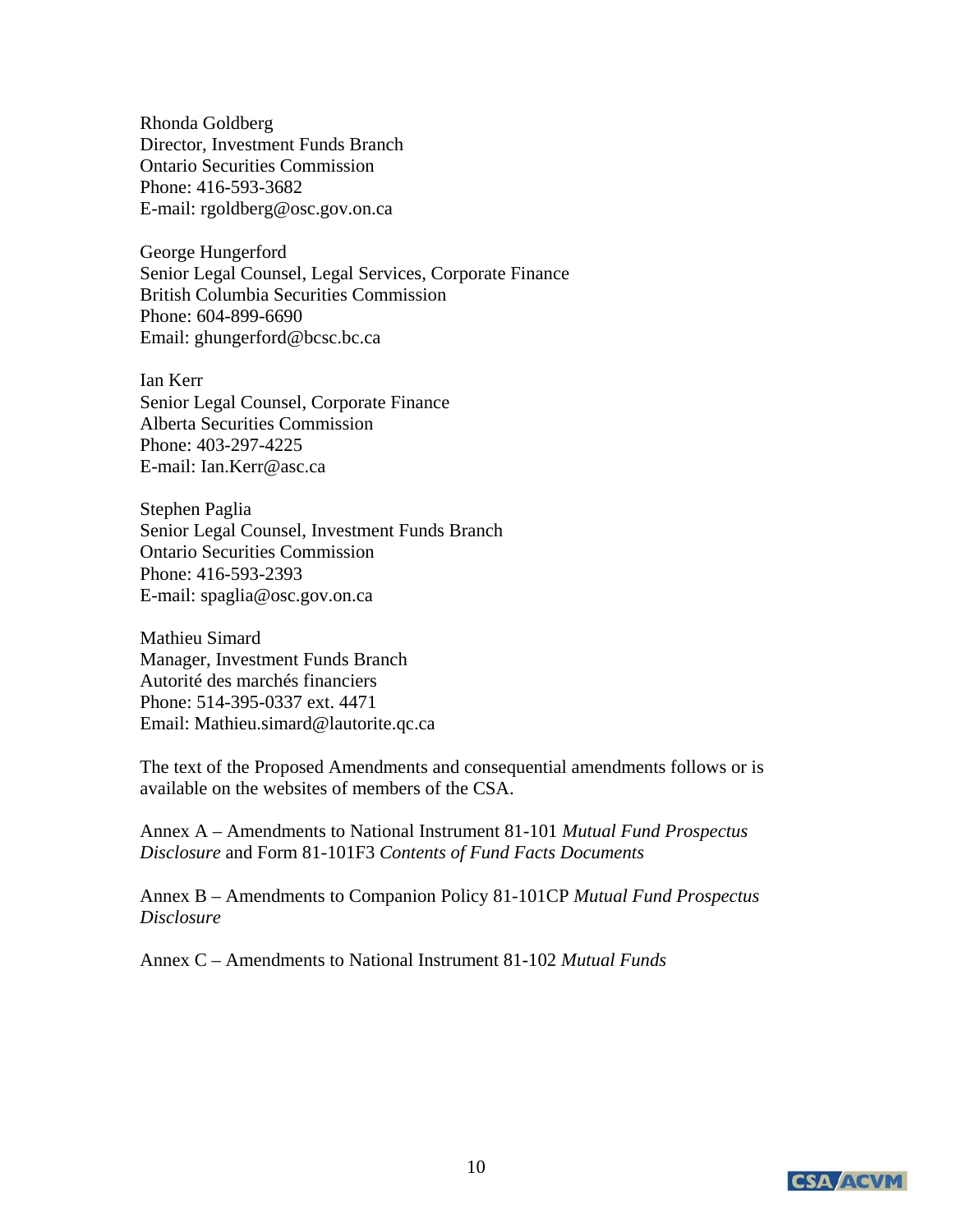Rhonda Goldberg
Director, Investment Funds Branch
Ontario Securities Commission
Phone: 416-593-3682
E-mail: rgoldberg@osc.gov.on.ca

George Hungerford
Senior Legal Counsel, Legal Services, Corporate Finance
British Columbia Securities Commission
Phone: 604-899-6690
Email: ghungerford@bcsc.bc.ca

Ian Kerr
Senior Legal Counsel, Corporate Finance
Alberta Securities Commission
Phone: 403-297-4225
E-mail: Ian.Kerr@asc.ca

Stephen Paglia
Senior Legal Counsel, Investment Funds Branch
Ontario Securities Commission
Phone: 416-593-2393
E-mail: spaglia@osc.gov.on.ca

Mathieu Simard
Manager, Investment Funds Branch
Autorité des marchés financiers
Phone: 514-395-0337 ext. 4471
Email: Mathieu.simard@lautorite.qc.ca

The text of the Proposed Amendments and consequential amendments follows or is available on the websites of members of the CSA.

Annex A – Amendments to National Instrument 81-101 *Mutual Fund Prospectus Disclosure* and Form 81-101F3 *Contents of Fund Facts Documents*

Annex B – Amendments to Companion Policy 81-101CP *Mutual Fund Prospectus Disclosure*

Annex C – Amendments to National Instrument 81-102 *Mutual Funds*